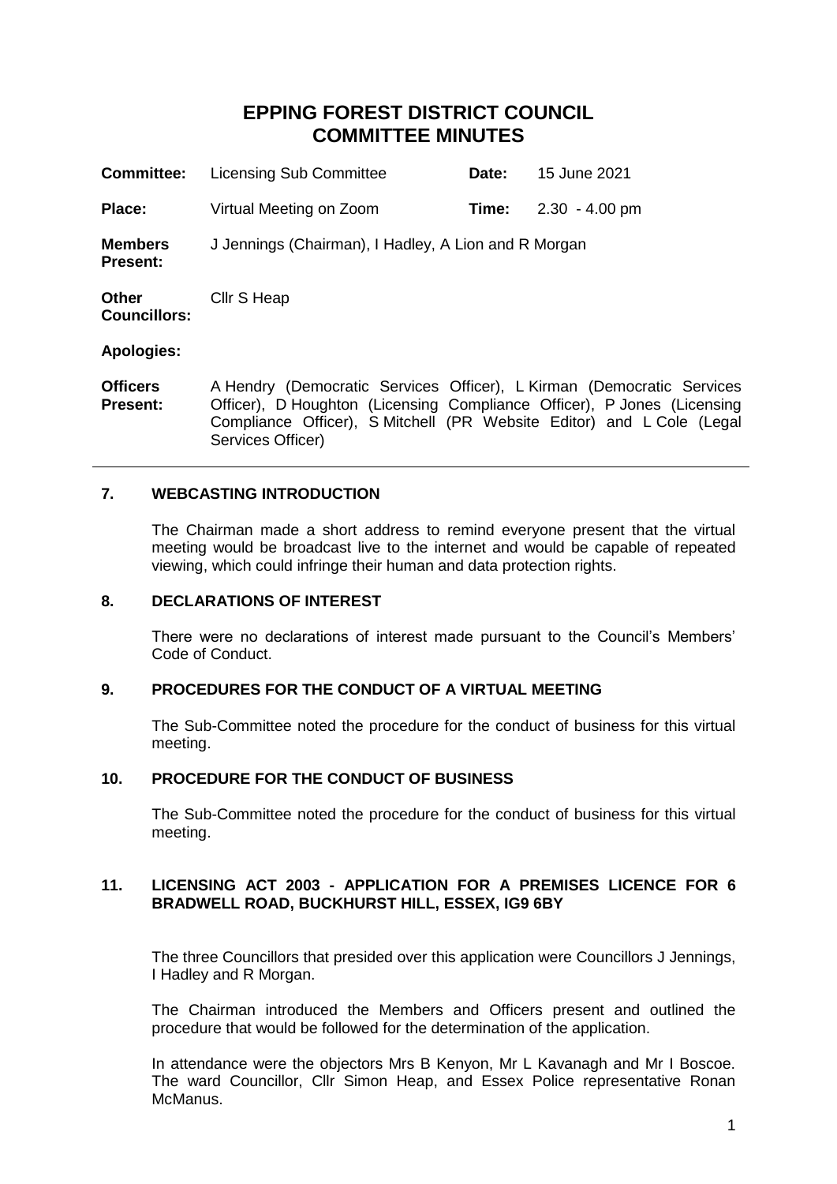# EPPING FOREST DISTRICT COUNCIL
# COMMITTEE MINUTES

| | | | |
|---|---|---|---|
| **Committee:** | Licensing Sub Committee | **Date:** | 15 June 2021 |
| **Place:** | Virtual Meeting on Zoom | **Time:** | 2.30 - 4.00 pm |
| **Members Present:** | J Jennings (Chairman), I Hadley, A Lion and R Morgan | | |
| **Other Councillors:** | Cllr S Heap | | |
| **Apologies:** | | | |
| **Officers Present:** | A Hendry (Democratic Services Officer), L Kirman (Democratic Services Officer), D Houghton (Licensing Compliance Officer), P Jones (Licensing Compliance Officer), S Mitchell (PR Website Editor) and L Cole (Legal Services Officer) | | |

## 7. WEBCASTING INTRODUCTION

The Chairman made a short address to remind everyone present that the virtual meeting would be broadcast live to the internet and would be capable of repeated viewing, which could infringe their human and data protection rights.

## 8. DECLARATIONS OF INTEREST

There were no declarations of interest made pursuant to the Council's Members' Code of Conduct.

## 9. PROCEDURES FOR THE CONDUCT OF A VIRTUAL MEETING

The Sub-Committee noted the procedure for the conduct of business for this virtual meeting.

## 10. PROCEDURE FOR THE CONDUCT OF BUSINESS

The Sub-Committee noted the procedure for the conduct of business for this virtual meeting.

## 11. LICENSING ACT 2003 - APPLICATION FOR A PREMISES LICENCE FOR 6 BRADWELL ROAD, BUCKHURST HILL, ESSEX, IG9 6BY

The three Councillors that presided over this application were Councillors J Jennings, I Hadley and R Morgan.

The Chairman introduced the Members and Officers present and outlined the procedure that would be followed for the determination of the application.

In attendance were the objectors Mrs B Kenyon, Mr L Kavanagh and Mr I Boscoe. The ward Councillor, Cllr Simon Heap, and Essex Police representative Ronan McManus.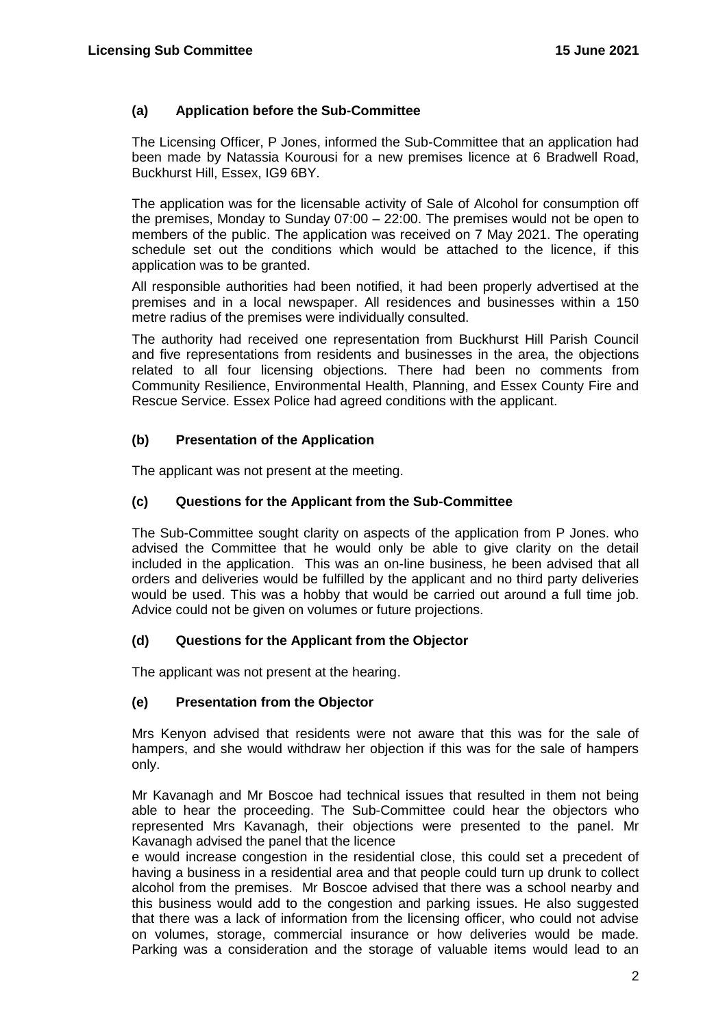### (a) Application before the Sub-Committee

The Licensing Officer, P Jones, informed the Sub-Committee that an application had been made by Natassia Kourousi for a new premises licence at 6 Bradwell Road, Buckhurst Hill, Essex, IG9 6BY.

The application was for the licensable activity of Sale of Alcohol for consumption off the premises, Monday to Sunday 07:00 – 22:00. The premises would not be open to members of the public. The application was received on 7 May 2021. The operating schedule set out the conditions which would be attached to the licence, if this application was to be granted.

All responsible authorities had been notified, it had been properly advertised at the premises and in a local newspaper. All residences and businesses within a 150 metre radius of the premises were individually consulted.

The authority had received one representation from Buckhurst Hill Parish Council and five representations from residents and businesses in the area, the objections related to all four licensing objections. There had been no comments from Community Resilience, Environmental Health, Planning, and Essex County Fire and Rescue Service. Essex Police had agreed conditions with the applicant.

### (b) Presentation of the Application

The applicant was not present at the meeting.

### (c) Questions for the Applicant from the Sub-Committee

The Sub-Committee sought clarity on aspects of the application from P Jones. who advised the Committee that he would only be able to give clarity on the detail included in the application. This was an on-line business, he been advised that all orders and deliveries would be fulfilled by the applicant and no third party deliveries would be used. This was a hobby that would be carried out around a full time job. Advice could not be given on volumes or future projections.

### (d) Questions for the Applicant from the Objector

The applicant was not present at the hearing.

### (e) Presentation from the Objector

Mrs Kenyon advised that residents were not aware that this was for the sale of hampers, and she would withdraw her objection if this was for the sale of hampers only.

Mr Kavanagh and Mr Boscoe had technical issues that resulted in them not being able to hear the proceeding. The Sub-Committee could hear the objectors who represented Mrs Kavanagh, their objections were presented to the panel. Mr Kavanagh advised the panel that the licence
e would increase congestion in the residential close, this could set a precedent of having a business in a residential area and that people could turn up drunk to collect alcohol from the premises. Mr Boscoe advised that there was a school nearby and this business would add to the congestion and parking issues. He also suggested that there was a lack of information from the licensing officer, who could not advise on volumes, storage, commercial insurance or how deliveries would be made. Parking was a consideration and the storage of valuable items would lead to an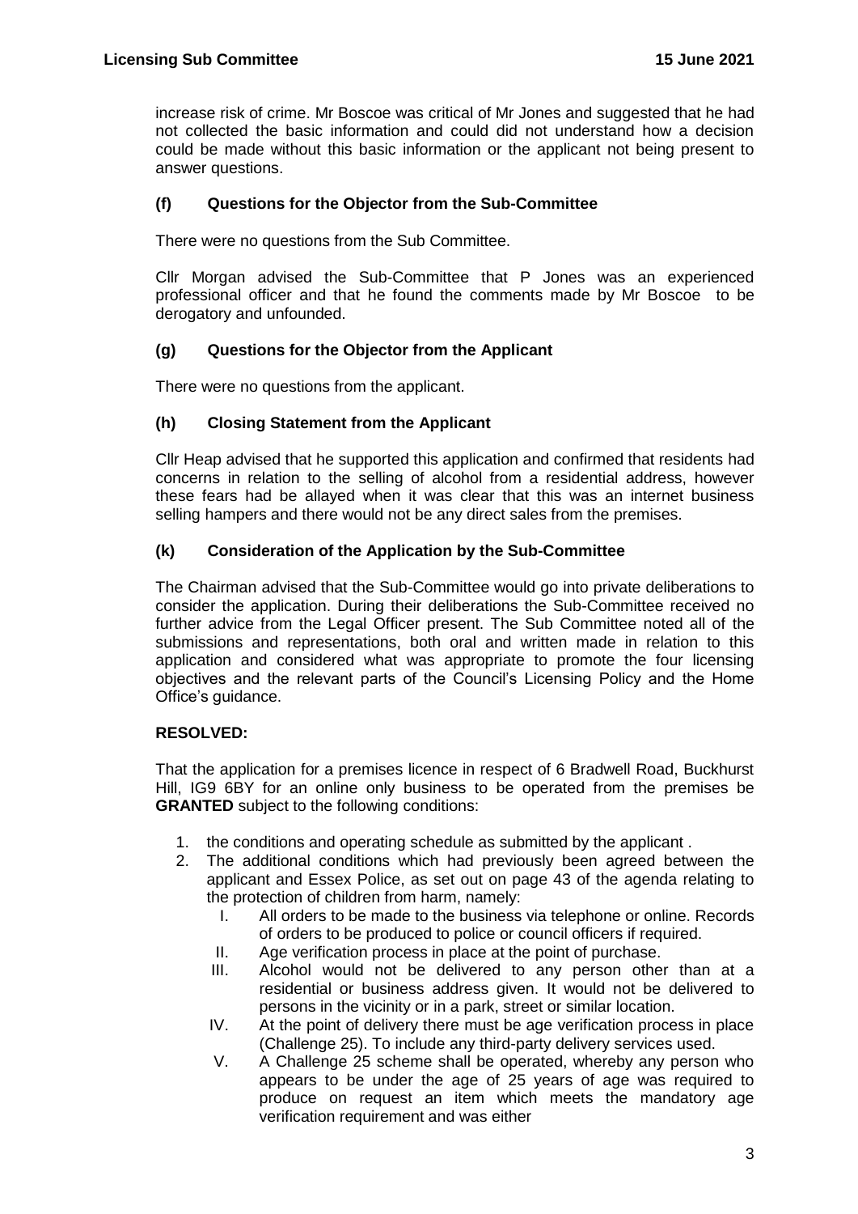increase risk of crime. Mr Boscoe was critical of Mr Jones and suggested that he had not collected the basic information and could did not understand how a decision could be made without this basic information or the applicant not being present to answer questions.

### (f) Questions for the Objector from the Sub-Committee

There were no questions from the Sub Committee.

Cllr Morgan advised the Sub-Committee that P Jones was an experienced professional officer and that he found the comments made by Mr Boscoe to be derogatory and unfounded.

### (g) Questions for the Objector from the Applicant

There were no questions from the applicant.

### (h) Closing Statement from the Applicant

Cllr Heap advised that he supported this application and confirmed that residents had concerns in relation to the selling of alcohol from a residential address, however these fears had be allayed when it was clear that this was an internet business selling hampers and there would not be any direct sales from the premises.

### (k) Consideration of the Application by the Sub-Committee

The Chairman advised that the Sub-Committee would go into private deliberations to consider the application. During their deliberations the Sub-Committee received no further advice from the Legal Officer present. The Sub Committee noted all of the submissions and representations, both oral and written made in relation to this application and considered what was appropriate to promote the four licensing objectives and the relevant parts of the Council's Licensing Policy and the Home Office's guidance.

**RESOLVED:**

That the application for a premises licence in respect of 6 Bradwell Road, Buckhurst Hill, IG9 6BY for an online only business to be operated from the premises be **GRANTED** subject to the following conditions:

1. the conditions and operating schedule as submitted by the applicant .
2. The additional conditions which had previously been agreed between the applicant and Essex Police, as set out on page 43 of the agenda relating to the protection of children from harm, namely:
   I. All orders to be made to the business via telephone or online. Records of orders to be produced to police or council officers if required.
   II. Age verification process in place at the point of purchase.
   III. Alcohol would not be delivered to any person other than at a residential or business address given. It would not be delivered to persons in the vicinity or in a park, street or similar location.
   IV. At the point of delivery there must be age verification process in place (Challenge 25). To include any third-party delivery services used.
   V. A Challenge 25 scheme shall be operated, whereby any person who appears to be under the age of 25 years of age was required to produce on request an item which meets the mandatory age verification requirement and was either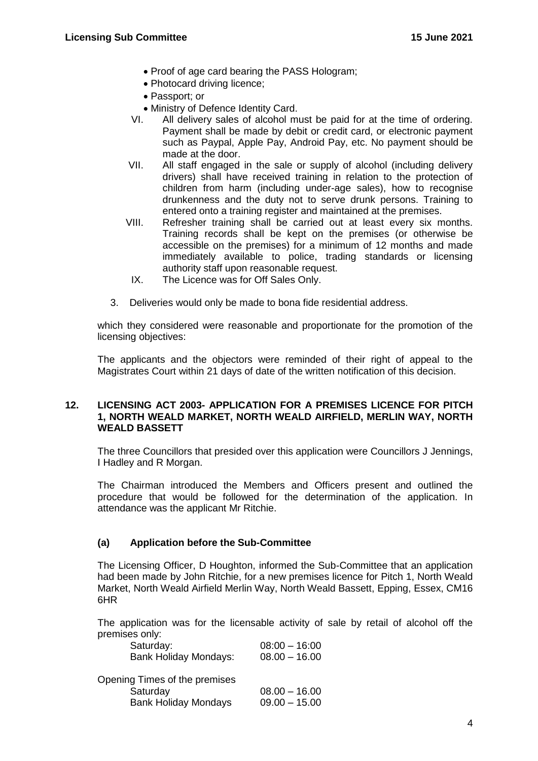- Proof of age card bearing the PASS Hologram;
- Photocard driving licence;
- Passport; or
- Ministry of Defence Identity Card.

VI. All delivery sales of alcohol must be paid for at the time of ordering. Payment shall be made by debit or credit card, or electronic payment such as Paypal, Apple Pay, Android Pay, etc. No payment should be made at the door.

VII. All staff engaged in the sale or supply of alcohol (including delivery drivers) shall have received training in relation to the protection of children from harm (including under-age sales), how to recognise drunkenness and the duty not to serve drunk persons. Training to entered onto a training register and maintained at the premises.

VIII. Refresher training shall be carried out at least every six months. Training records shall be kept on the premises (or otherwise be accessible on the premises) for a minimum of 12 months and made immediately available to police, trading standards or licensing authority staff upon reasonable request.

IX. The Licence was for Off Sales Only.

3. Deliveries would only be made to bona fide residential address.

which they considered were reasonable and proportionate for the promotion of the licensing objectives:

The applicants and the objectors were reminded of their right of appeal to the Magistrates Court within 21 days of date of the written notification of this decision.

## 12. LICENSING ACT 2003- APPLICATION FOR A PREMISES LICENCE FOR PITCH 1, NORTH WEALD MARKET, NORTH WEALD AIRFIELD, MERLIN WAY, NORTH WEALD BASSETT

The three Councillors that presided over this application were Councillors J Jennings, I Hadley and R Morgan.

The Chairman introduced the Members and Officers present and outlined the procedure that would be followed for the determination of the application. In attendance was the applicant Mr Ritchie.

### (a) Application before the Sub-Committee

The Licensing Officer, D Houghton, informed the Sub-Committee that an application had been made by John Ritchie, for a new premises licence for Pitch 1, North Weald Market, North Weald Airfield Merlin Way, North Weald Bassett, Epping, Essex, CM16 6HR

The application was for the licensable activity of sale by retail of alcohol off the premises only:

| | |
|---|---|
| Saturday: | 08:00 – 16:00 |
| Bank Holiday Mondays: | 08.00 – 16.00 |

Opening Times of the premises

| | |
|---|---|
| Saturday | 08.00 – 16.00 |
| Bank Holiday Mondays | 09.00 – 15.00 |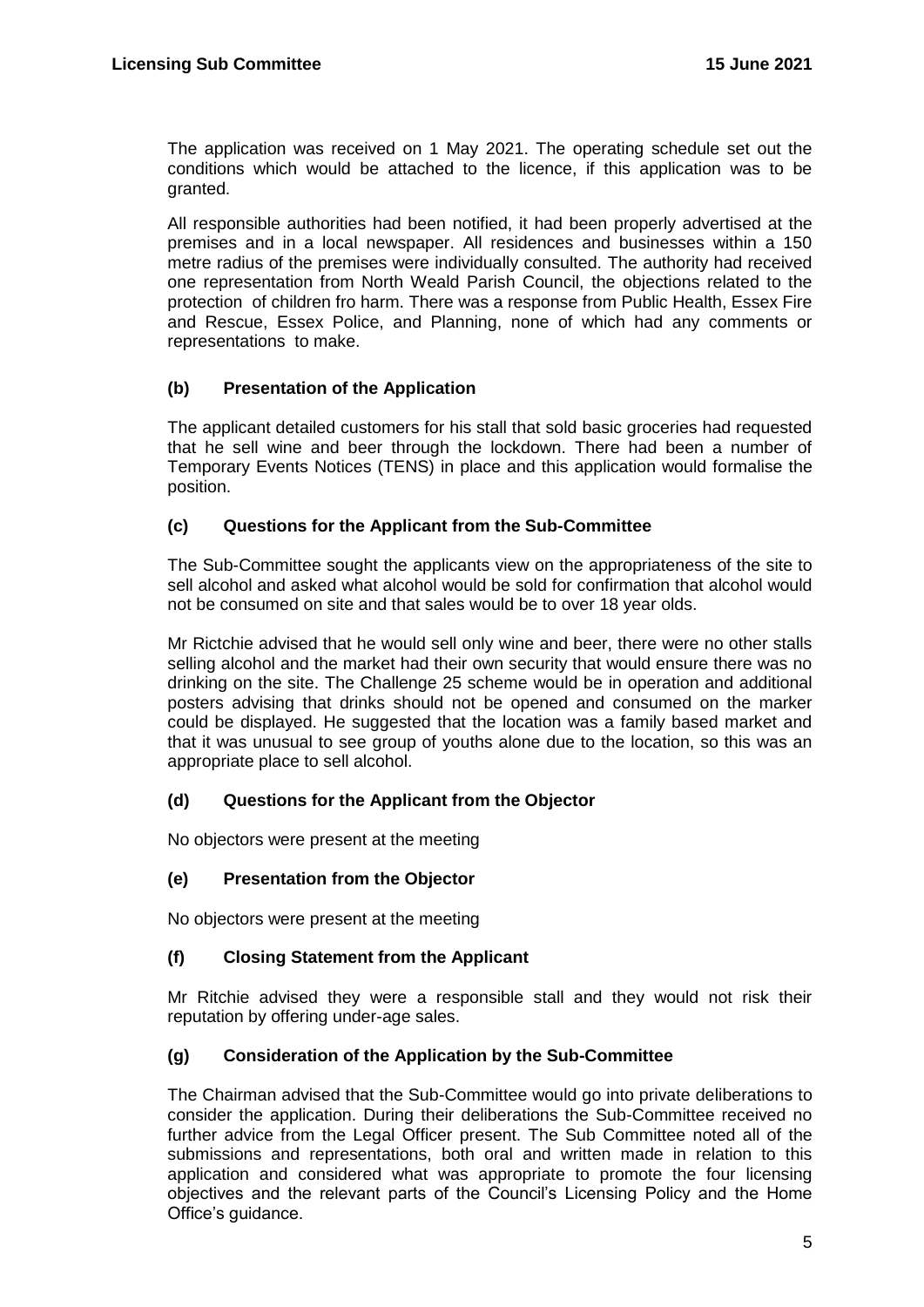The application was received on 1 May 2021. The operating schedule set out the conditions which would be attached to the licence, if this application was to be granted.

All responsible authorities had been notified, it had been properly advertised at the premises and in a local newspaper. All residences and businesses within a 150 metre radius of the premises were individually consulted. The authority had received one representation from North Weald Parish Council, the objections related to the protection of children fro harm. There was a response from Public Health, Essex Fire and Rescue, Essex Police, and Planning, none of which had any comments or representations to make.

**(b) Presentation of the Application**

The applicant detailed customers for his stall that sold basic groceries had requested that he sell wine and beer through the lockdown. There had been a number of Temporary Events Notices (TENS) in place and this application would formalise the position.

**(c) Questions for the Applicant from the Sub-Committee**

The Sub-Committee sought the applicants view on the appropriateness of the site to sell alcohol and asked what alcohol would be sold for confirmation that alcohol would not be consumed on site and that sales would be to over 18 year olds.

Mr Rictchie advised that he would sell only wine and beer, there were no other stalls selling alcohol and the market had their own security that would ensure there was no drinking on the site. The Challenge 25 scheme would be in operation and additional posters advising that drinks should not be opened and consumed on the marker could be displayed. He suggested that the location was a family based market and that it was unusual to see group of youths alone due to the location, so this was an appropriate place to sell alcohol.

**(d) Questions for the Applicant from the Objector**

No objectors were present at the meeting

**(e) Presentation from the Objector**

No objectors were present at the meeting

**(f) Closing Statement from the Applicant**

Mr Ritchie advised they were a responsible stall and they would not risk their reputation by offering under-age sales.

**(g) Consideration of the Application by the Sub-Committee**

The Chairman advised that the Sub-Committee would go into private deliberations to consider the application. During their deliberations the Sub-Committee received no further advice from the Legal Officer present. The Sub Committee noted all of the submissions and representations, both oral and written made in relation to this application and considered what was appropriate to promote the four licensing objectives and the relevant parts of the Council's Licensing Policy and the Home Office's guidance.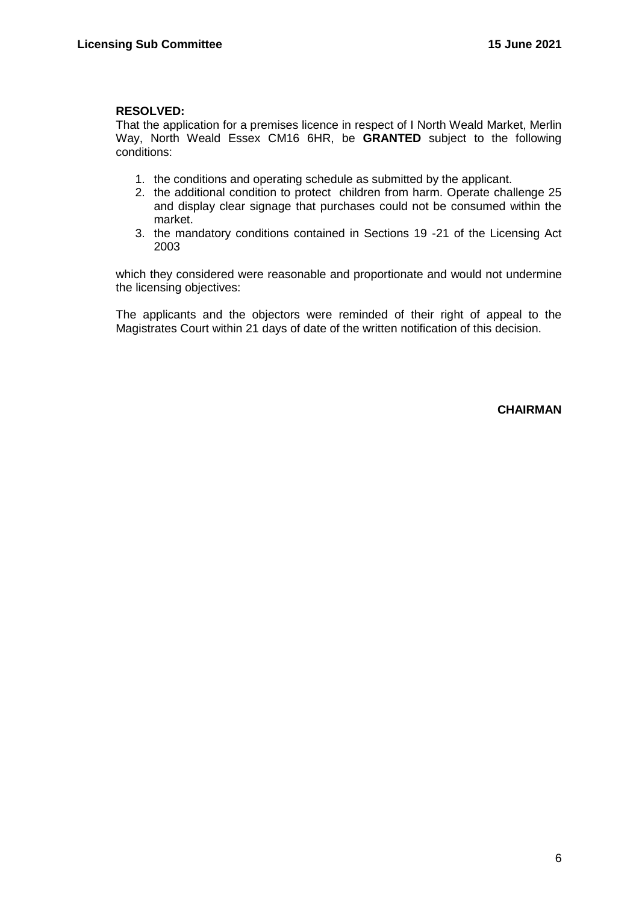**RESOLVED:**

That the application for a premises licence in respect of I North Weald Market, Merlin Way, North Weald Essex CM16 6HR, be **GRANTED** subject to the following conditions:

1. the conditions and operating schedule as submitted by the applicant.
2. the additional condition to protect children from harm. Operate challenge 25 and display clear signage that purchases could not be consumed within the market.
3. the mandatory conditions contained in Sections 19 -21 of the Licensing Act 2003

which they considered were reasonable and proportionate and would not undermine the licensing objectives:

The applicants and the objectors were reminded of their right of appeal to the Magistrates Court within 21 days of date of the written notification of this decision.

**CHAIRMAN**